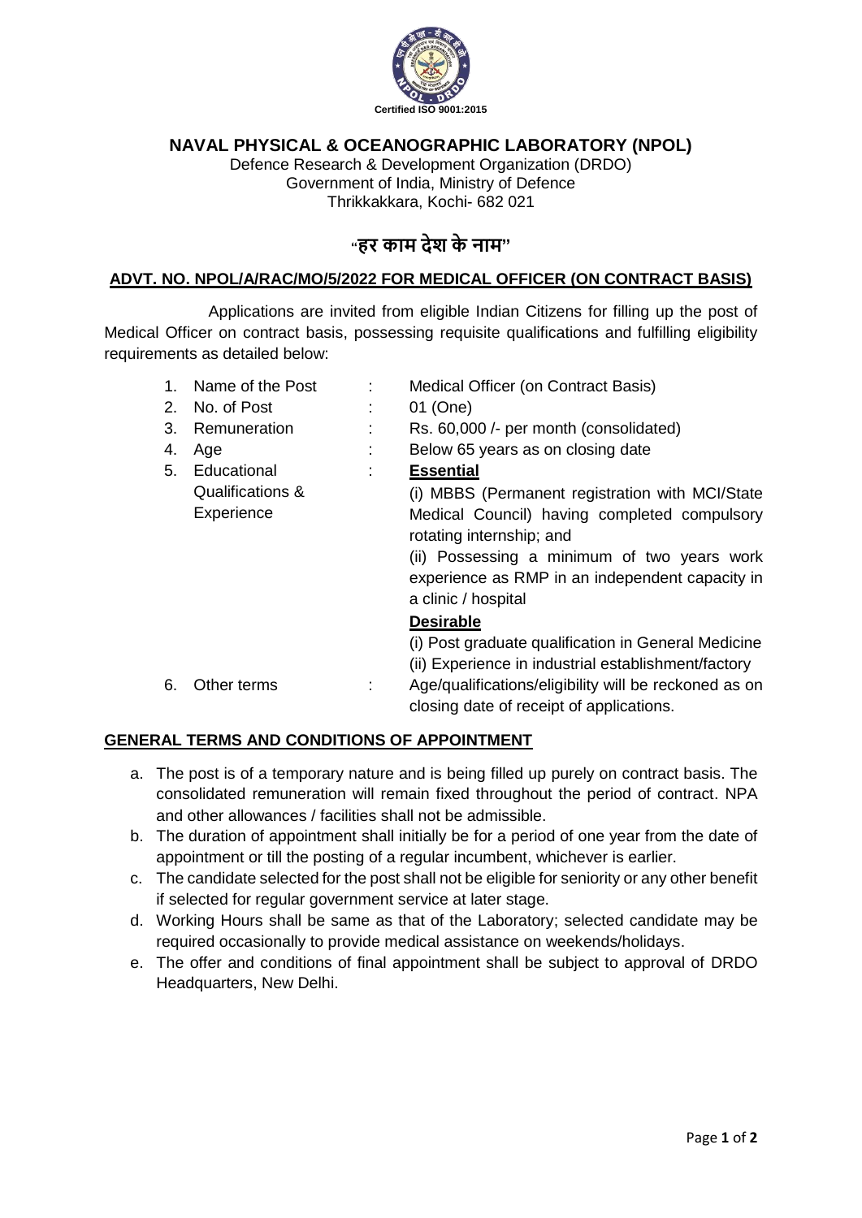Certified ISO 9001:2015

# NAVAL PHYSICAL & OCEANOGRAPHIC LABORATORY (NPOL)

Defence Research & Development Organization (DRDO)
Government of India, Ministry of Defence
Thrikkakkara, Kochi- 682 021

## "हर काम देश के नाम"

**ADVT. NO. NPOL/A/RAC/MO/5/2022 FOR MEDICAL OFFICER (ON CONTRACT BASIS)**

Applications are invited from eligible Indian Citizens for filling up the post of Medical Officer on contract basis, possessing requisite qualifications and fulfilling eligibility requirements as detailed below:

| | | | |
|---|---|---|---|
| 1. | Name of the Post | : | Medical Officer (on Contract Basis) |
| 2. | No. of Post | : | 01 (One) |
| 3. | Remuneration | : | Rs. 60,000 /- per month (consolidated) |
| 4. | Age | : | Below 65 years as on closing date |
| 5. | Educational Qualifications & Experience | : | **Essential**<br>(i) MBBS (Permanent registration with MCI/State Medical Council) having completed compulsory rotating internship; and<br>(ii) Possessing a minimum of two years work experience as RMP in an independent capacity in a clinic / hospital<br>**Desirable**<br>(i) Post graduate qualification in General Medicine<br>(ii) Experience in industrial establishment/factory |
| 6. | Other terms | : | Age/qualifications/eligibility will be reckoned as on closing date of receipt of applications. |

**GENERAL TERMS AND CONDITIONS OF APPOINTMENT**

a. The post is of a temporary nature and is being filled up purely on contract basis. The consolidated remuneration will remain fixed throughout the period of contract. NPA and other allowances / facilities shall not be admissible.
b. The duration of appointment shall initially be for a period of one year from the date of appointment or till the posting of a regular incumbent, whichever is earlier.
c. The candidate selected for the post shall not be eligible for seniority or any other benefit if selected for regular government service at later stage.
d. Working Hours shall be same as that of the Laboratory; selected candidate may be required occasionally to provide medical assistance on weekends/holidays.
e. The offer and conditions of final appointment shall be subject to approval of DRDO Headquarters, New Delhi.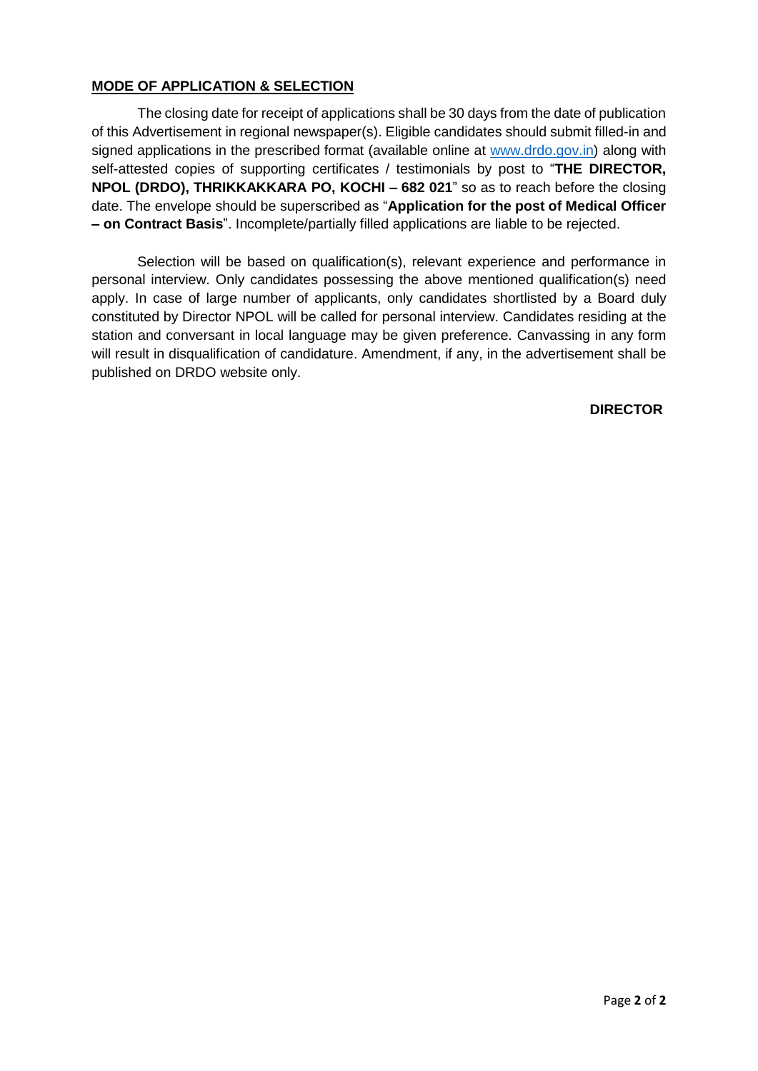## MODE OF APPLICATION & SELECTION

The closing date for receipt of applications shall be 30 days from the date of publication of this Advertisement in regional newspaper(s). Eligible candidates should submit filled-in and signed applications in the prescribed format (available online at www.drdo.gov.in) along with self-attested copies of supporting certificates / testimonials by post to "**THE DIRECTOR, NPOL (DRDO), THRIKKAKKARA PO, KOCHI – 682 021**" so as to reach before the closing date. The envelope should be superscribed as "**Application for the post of Medical Officer – on Contract Basis**". Incomplete/partially filled applications are liable to be rejected.

Selection will be based on qualification(s), relevant experience and performance in personal interview. Only candidates possessing the above mentioned qualification(s) need apply. In case of large number of applicants, only candidates shortlisted by a Board duly constituted by Director NPOL will be called for personal interview. Candidates residing at the station and conversant in local language may be given preference. Canvassing in any form will result in disqualification of candidature. Amendment, if any, in the advertisement shall be published on DRDO website only.

**DIRECTOR**